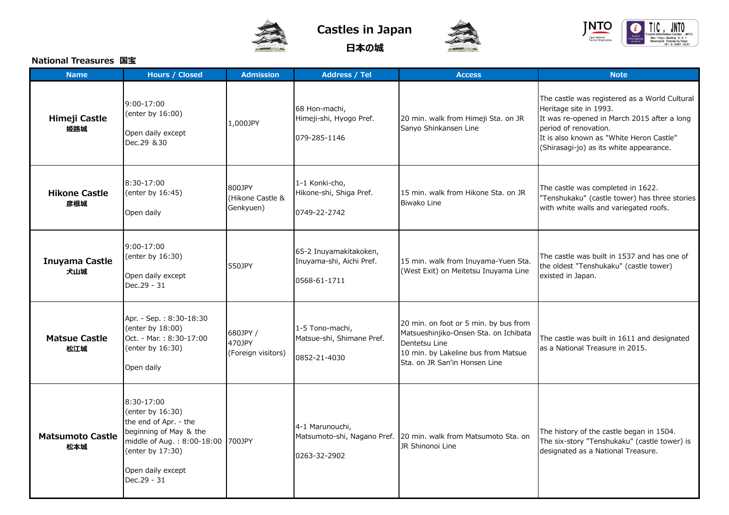# Castles in Japan
## 日本の城

### National Treasures 国宝

| Name | Hours / Closed | Admission | Address / Tel | Access | Note |
|---|---|---|---|---|---|
| **Himeji Castle 姫路城** | 9:00-17:00 (enter by 16:00) Open daily except Dec.29 &30 | 1,000JPY | 68 Hon-machi, Himeji-shi, Hyogo Pref. 079-285-1146 | 20 min. walk from Himeji Sta. on JR Sanyo Shinkansen Line | The castle was registered as a World Cultural Heritage site in 1993. It was re-opened in March 2015 after a long period of renovation. It is also known as "White Heron Castle" (Shirasagi-jo) as its white appearance. |
| **Hikone Castle 彦根城** | 8:30-17:00 (enter by 16:45) Open daily | 800JPY (Hikone Castle & Genkyuen) | 1-1 Konki-cho, Hikone-shi, Shiga Pref. 0749-22-2742 | 15 min. walk from Hikone Sta. on JR Biwako Line | The castle was completed in 1622. "Tenshukaku" (castle tower) has three stories with white walls and variegated roofs. |
| **Inuyama Castle 犬山城** | 9:00-17:00 (enter by 16:30) Open daily except Dec.29 - 31 | 550JPY | 65-2 Inuyamakitakoken, Inuyama-shi, Aichi Pref. 0568-61-1711 | 15 min. walk from Inuyama-Yuen Sta. (West Exit) on Meitetsu Inuyama Line | The castle was built in 1537 and has one of the oldest "Tenshukaku" (castle tower) existed in Japan. |
| **Matsue Castle 松江城** | Apr. - Sep. : 8:30-18:30 (enter by 18:00) Oct. - Mar. : 8:30-17:00 (enter by 16:30) Open daily | 680JPY / 470JPY (Foreign visitors) | 1-5 Tono-machi, Matsue-shi, Shimane Pref. 0852-21-4030 | 20 min. on foot or 5 min. by bus from Matsueshinjiko-Onsen Sta. on Ichibata Dentetsu Line 10 min. by Lakeline bus from Matsue Sta. on JR San'in Honsen Line | The castle was built in 1611 and designated as a National Treasure in 2015. |
| **Matsumoto Castle 松本城** | 8:30-17:00 (enter by 16:30) the end of Apr. - the beginning of May & the middle of Aug. : 8:00-18:00 (enter by 17:30) Open daily except Dec.29 - 31 | 700JPY | 4-1 Marunouchi, Matsumoto-shi, Nagano Pref. 0263-32-2902 | 20 min. walk from Matsumoto Sta. on JR Shinonoi Line | The history of the castle began in 1504. The six-story "Tenshukaku" (castle tower) is designated as a National Treasure. |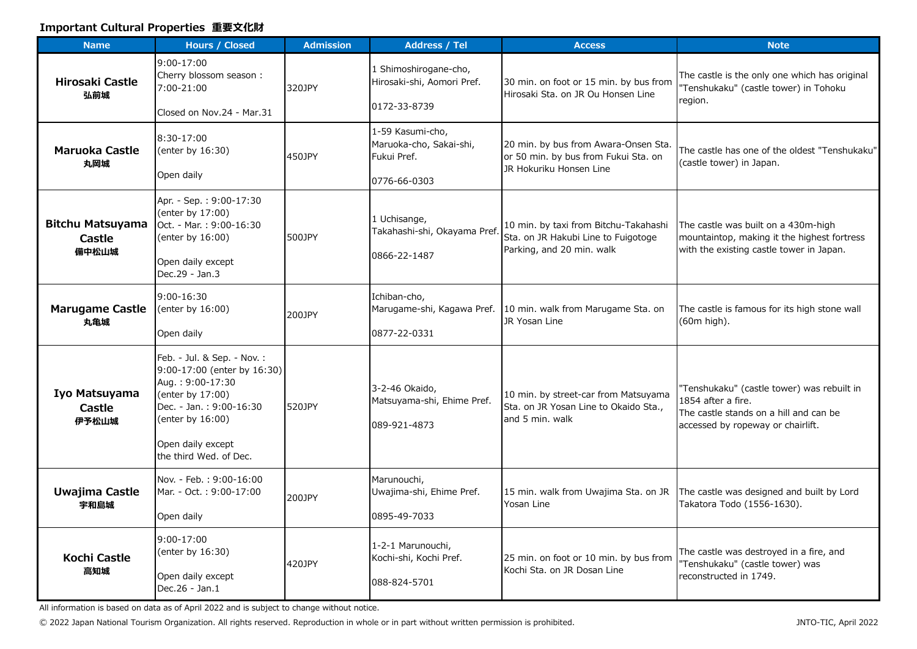## Important Cultural Properties 重要文化財

| Name | Hours / Closed | Admission | Address / Tel | Access | Note |
|---|---|---|---|---|---|
| **Hirosaki Castle 弘前城** | 9:00-17:00<br>Cherry blossom season : 7:00-21:00<br>Closed on Nov.24 - Mar.31 | 320JPY | 1 Shimoshirogane-cho, Hirosaki-shi, Aomori Pref.<br>0172-33-8739 | 30 min. on foot or 15 min. by bus from Hirosaki Sta. on JR Ou Honsen Line | The castle is the only one which has original "Tenshukaku" (castle tower) in Tohoku region. |
| **Maruoka Castle 丸岡城** | 8:30-17:00<br>(enter by 16:30)<br>Open daily | 450JPY | 1-59 Kasumi-cho, Maruoka-cho, Sakai-shi, Fukui Pref.<br>0776-66-0303 | 20 min. by bus from Awara-Onsen Sta. or 50 min. by bus from Fukui Sta. on JR Hokuriku Honsen Line | The castle has one of the oldest "Tenshukaku" (castle tower) in Japan. |
| **Bitchu Matsuyama Castle 備中松山城** | Apr. - Sep. : 9:00-17:30<br>(enter by 17:00)<br>Oct. - Mar. : 9:00-16:30<br>(enter by 16:00)<br>Open daily except Dec.29 - Jan.3 | 500JPY | 1 Uchisange, Takahashi-shi, Okayama Pref.<br>0866-22-1487 | 10 min. by taxi from Bitchu-Takahashi Sta. on JR Hakubi Line to Fuigotoge Parking, and 20 min. walk | The castle was built on a 430m-high mountaintop, making it the highest fortress with the existing castle tower in Japan. |
| **Marugame Castle 丸亀城** | 9:00-16:30<br>(enter by 16:00)<br>Open daily | 200JPY | Ichiban-cho, Marugame-shi, Kagawa Pref.<br>0877-22-0331 | 10 min. walk from Marugame Sta. on JR Yosan Line | The castle is famous for its high stone wall (60m high). |
| **Iyo Matsuyama Castle 伊予松山城** | Feb. - Jul. & Sep. - Nov. : 9:00-17:00 (enter by 16:30)<br>Aug. : 9:00-17:30<br>(enter by 17:00)<br>Dec. - Jan. : 9:00-16:30<br>(enter by 16:00)<br>Open daily except the third Wed. of Dec. | 520JPY | 3-2-46 Okaido, Matsuyama-shi, Ehime Pref.<br>089-921-4873 | 10 min. by street-car from Matsuyama Sta. on JR Yosan Line to Okaido Sta., and 5 min. walk | "Tenshukaku" (castle tower) was rebuilt in 1854 after a fire.<br>The castle stands on a hill and can be accessed by ropeway or chairlift. |
| **Uwajima Castle 宇和島城** | Nov. - Feb. : 9:00-16:00<br>Mar. - Oct. : 9:00-17:00<br>Open daily | 200JPY | Marunouchi, Uwajima-shi, Ehime Pref.<br>0895-49-7033 | 15 min. walk from Uwajima Sta. on JR Yosan Line | The castle was designed and built by Lord Takatora Todo (1556-1630). |
| **Kochi Castle 高知城** | 9:00-17:00<br>(enter by 16:30)<br>Open daily except Dec.26 - Jan.1 | 420JPY | 1-2-1 Marunouchi, Kochi-shi, Kochi Pref.<br>088-824-5701 | 25 min. on foot or 10 min. by bus from Kochi Sta. on JR Dosan Line | The castle was destroyed in a fire, and "Tenshukaku" (castle tower) was reconstructed in 1749. |

All information is based on data as of April 2022 and is subject to change without notice.

© 2022 Japan National Tourism Organization. All rights reserved. Reproduction in whole or in part without written permission is prohibited.

JNTO-TIC, April 2022